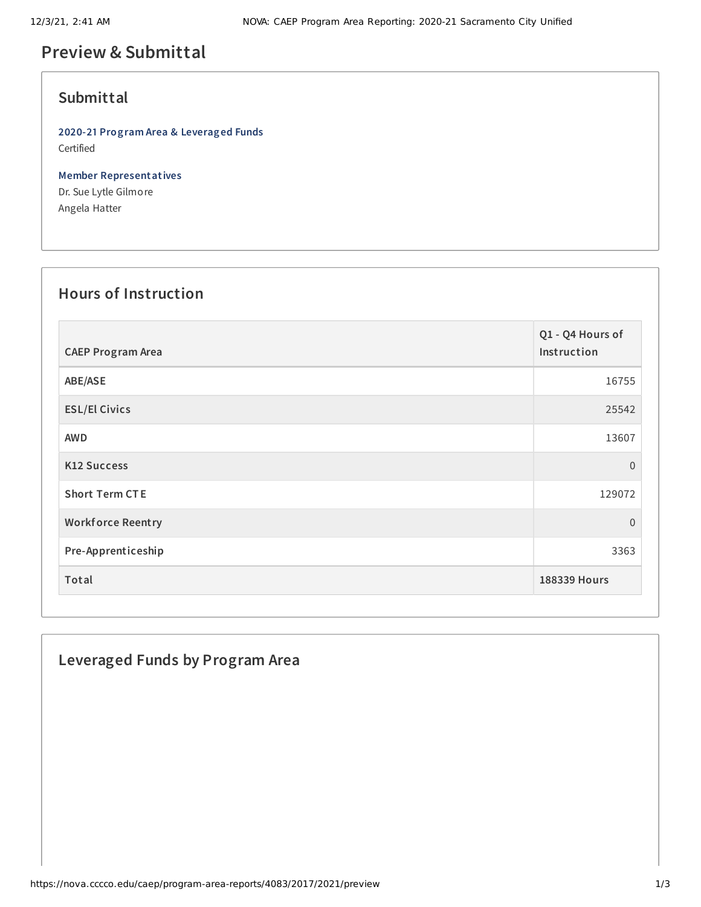# Preview & Submittal

## Submittal

**2020-21 Program Area & Leveraged Funds**
Certified

**Member Representatives**
Dr. Sue Lytle Gilmore
Angela Hatter

## Hours of Instruction

| CAEP Program Area | Q1 - Q4 Hours of Instruction |
|---|---|
| ABE/ASE | 16755 |
| ESL/El Civics | 25542 |
| AWD | 13607 |
| K12 Success | 0 |
| Short Term CTE | 129072 |
| Workforce Reentry | 0 |
| Pre-Apprenticeship | 3363 |
| **Total** | **188339 Hours** |

## Leveraged Funds by Program Area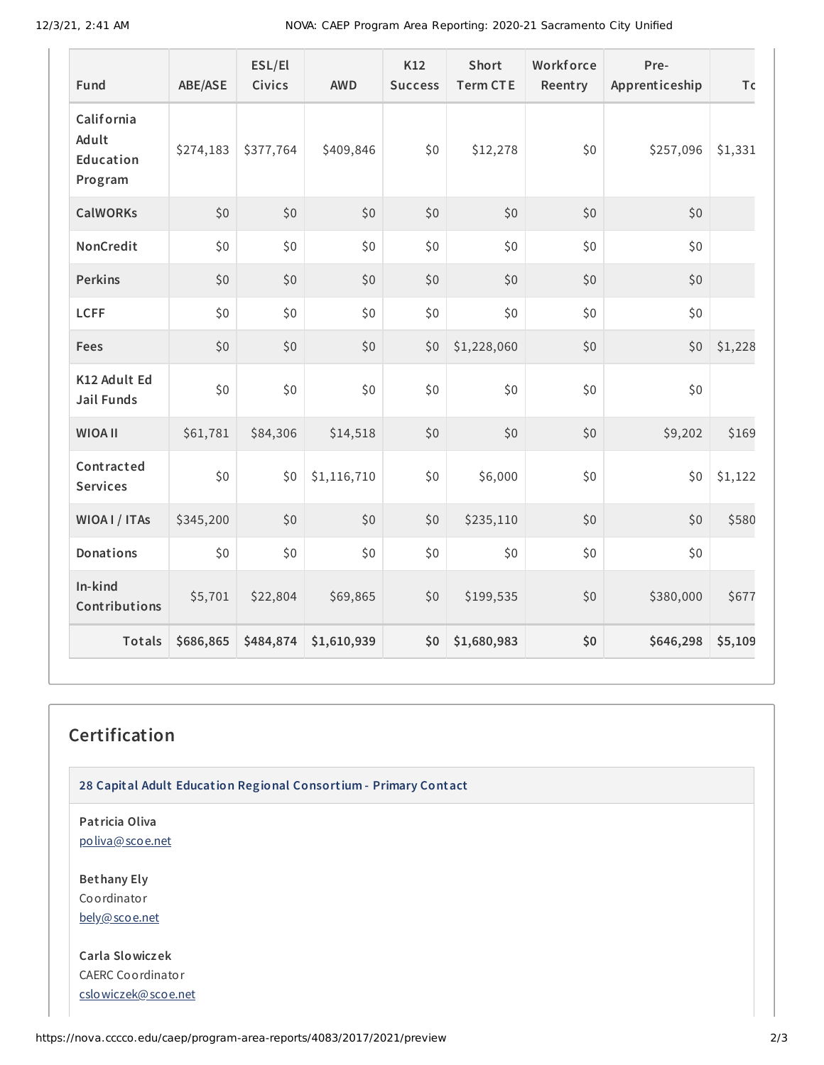| Fund | ABE/ASE | ESL/El Civics | AWD | K12 Success | Short Term CTE | Workforce Reentry | Pre-Apprenticeship | To |
|---|---|---|---|---|---|---|---|---|
| California Adult Education Program | $274,183 | $377,764 | $409,846 | $0 | $12,278 | $0 | $257,096 | $1,331 |
| CalWORKs | $0 | $0 | $0 | $0 | $0 | $0 | $0 | |
| NonCredit | $0 | $0 | $0 | $0 | $0 | $0 | $0 | |
| Perkins | $0 | $0 | $0 | $0 | $0 | $0 | $0 | |
| LCFF | $0 | $0 | $0 | $0 | $0 | $0 | $0 | |
| Fees | $0 | $0 | $0 | $0 | $1,228,060 | $0 | $0 | $1,228 |
| K12 Adult Ed Jail Funds | $0 | $0 | $0 | $0 | $0 | $0 | $0 | |
| WIOA II | $61,781 | $84,306 | $14,518 | $0 | $0 | $0 | $9,202 | $169 |
| Contracted Services | $0 | $0 | $1,116,710 | $0 | $6,000 | $0 | $0 | $1,122 |
| WIOA I / ITAs | $345,200 | $0 | $0 | $0 | $235,110 | $0 | $0 | $580 |
| Donations | $0 | $0 | $0 | $0 | $0 | $0 | $0 | |
| In-kind Contributions | $5,701 | $22,804 | $69,865 | $0 | $199,535 | $0 | $380,000 | $677 |
| **Totals** | **$686,865** | **$484,874** | **$1,610,939** | **$0** | **$1,680,983** | **$0** | **$646,298** | **$5,109** |

## Certification

### 28 Capital Adult Education Regional Consortium - Primary Contact

**Patricia Oliva**
poliva@scoe.net

**Bethany Ely**
Coordinator
bely@scoe.net

**Carla Slowiczek**
CAERC Coordinator
cslowiczek@scoe.net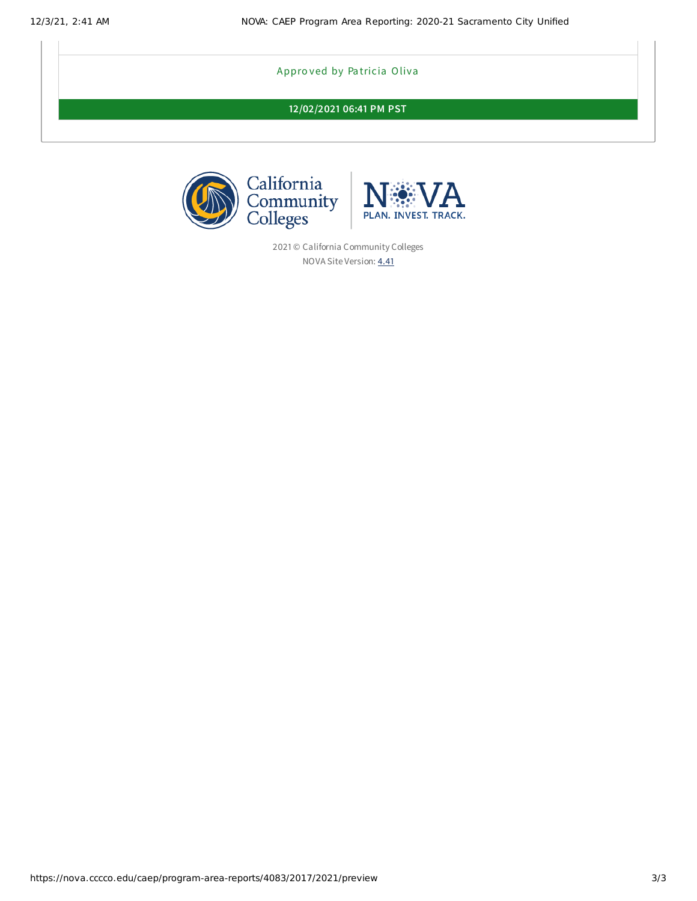Approved by Patricia Oliva

**12/02/2021 06:41 PM PST**

California Community Colleges

NOVA PLAN. INVEST. TRACK.

2021 © California Community Colleges

NOVA Site Version: 4.41